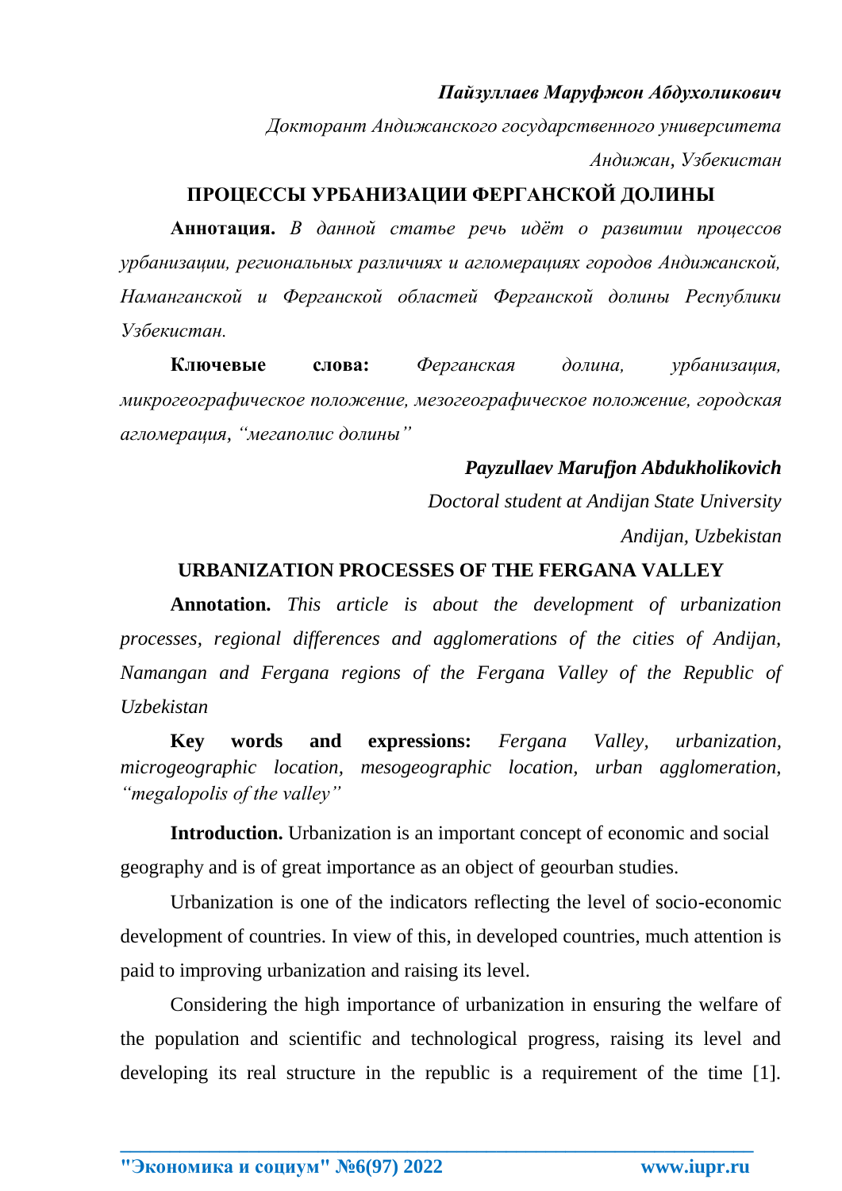***Пайзуллаев Маруфжон Абдухоликович***

*Докторант Андижанского государственного университета*

*Андижан, Узбекистан*

# ПРОЦЕССЫ УРБАНИЗАЦИИ ФЕРГАНСКОЙ ДОЛИНЫ

**Аннотация.** *В данной статье речь идёт о развитии процессов урбанизации, региональных различиях и агломерациях городов Андижанской, Наманганской и Ферганской областей Ферганской долины Республики Узбекистан.*

**Ключевые слова:** *Ферганская долина, урбанизация, микрогеографическое положение, мезогеографическое положение, городская агломерация, “мегаполис долины”*

***Payzullaev Marufjon Abdukholikovich***

*Doctoral student at Andijan State University*

*Andijan, Uzbekistan*

# URBANIZATION PROCESSES OF THE FERGANA VALLEY

**Annotation.** *This article is about the development of urbanization processes, regional differences and agglomerations of the cities of Andijan, Namangan and Fergana regions of the Fergana Valley of the Republic of Uzbekistan*

**Key words and expressions:** *Fergana Valley, urbanization, microgeographic location, mesogeographic location, urban agglomeration, “megalopolis of the valley”*

**Introduction.** Urbanization is an important concept of economic and social geography and is of great importance as an object of geourban studies.

Urbanization is one of the indicators reflecting the level of socio-economic development of countries. In view of this, in developed countries, much attention is paid to improving urbanization and raising its level.

Considering the high importance of urbanization in ensuring the welfare of the population and scientific and technological progress, raising its level and developing its real structure in the republic is a requirement of the time [1].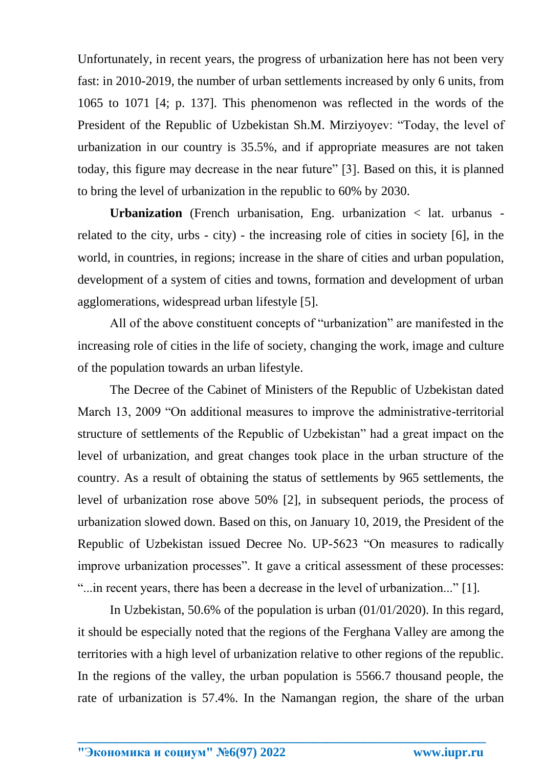Unfortunately, in recent years, the progress of urbanization here has not been very fast: in 2010-2019, the number of urban settlements increased by only 6 units, from 1065 to 1071 [4; p. 137]. This phenomenon was reflected in the words of the President of the Republic of Uzbekistan Sh.M. Mirziyoyev: “Today, the level of urbanization in our country is 35.5%, and if appropriate measures are not taken today, this figure may decrease in the near future” [3]. Based on this, it is planned to bring the level of urbanization in the republic to 60% by 2030.

**Urbanization** (French urbanisation, Eng. urbanization < lat. urbanus - related to the city, urbs - city) - the increasing role of cities in society [6], in the world, in countries, in regions; increase in the share of cities and urban population, development of a system of cities and towns, formation and development of urban agglomerations, widespread urban lifestyle [5].

All of the above constituent concepts of “urbanization” are manifested in the increasing role of cities in the life of society, changing the work, image and culture of the population towards an urban lifestyle.

The Decree of the Cabinet of Ministers of the Republic of Uzbekistan dated March 13, 2009 “On additional measures to improve the administrative-territorial structure of settlements of the Republic of Uzbekistan” had a great impact on the level of urbanization, and great changes took place in the urban structure of the country. As a result of obtaining the status of settlements by 965 settlements, the level of urbanization rose above 50% [2], in subsequent periods, the process of urbanization slowed down. Based on this, on January 10, 2019, the President of the Republic of Uzbekistan issued Decree No. UP-5623 “On measures to radically improve urbanization processes”. It gave a critical assessment of these processes: “...in recent years, there has been a decrease in the level of urbanization...” [1].

In Uzbekistan, 50.6% of the population is urban (01/01/2020). In this regard, it should be especially noted that the regions of the Ferghana Valley are among the territories with a high level of urbanization relative to other regions of the republic. In the regions of the valley, the urban population is 5566.7 thousand people, the rate of urbanization is 57.4%. In the Namangan region, the share of the urban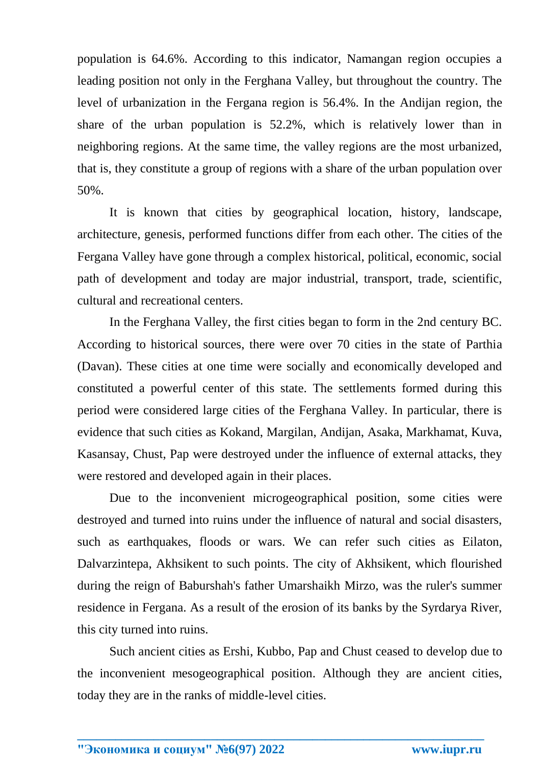population is 64.6%. According to this indicator, Namangan region occupies a leading position not only in the Ferghana Valley, but throughout the country. The level of urbanization in the Fergana region is 56.4%. In the Andijan region, the share of the urban population is 52.2%, which is relatively lower than in neighboring regions. At the same time, the valley regions are the most urbanized, that is, they constitute a group of regions with a share of the urban population over 50%.

It is known that cities by geographical location, history, landscape, architecture, genesis, performed functions differ from each other. The cities of the Fergana Valley have gone through a complex historical, political, economic, social path of development and today are major industrial, transport, trade, scientific, cultural and recreational centers.

In the Ferghana Valley, the first cities began to form in the 2nd century BC. According to historical sources, there were over 70 cities in the state of Parthia (Davan). These cities at one time were socially and economically developed and constituted a powerful center of this state. The settlements formed during this period were considered large cities of the Ferghana Valley. In particular, there is evidence that such cities as Kokand, Margilan, Andijan, Asaka, Markhamat, Kuva, Kasansay, Chust, Pap were destroyed under the influence of external attacks, they were restored and developed again in their places.

Due to the inconvenient microgeographical position, some cities were destroyed and turned into ruins under the influence of natural and social disasters, such as earthquakes, floods or wars. We can refer such cities as Eilaton, Dalvarzintepa, Akhsikent to such points. The city of Akhsikent, which flourished during the reign of Burshah's father Umarshaikh Mirzo, was the ruler's summer residence in Fergana. As a result of the erosion of its banks by the Syrdarya River, this city turned into ruins.

Such ancient cities as Ershi, Kubbo, Pap and Chust ceased to develop due to the inconvenient mesogeographical position. Although they are ancient cities, today they are in the ranks of middle-level cities.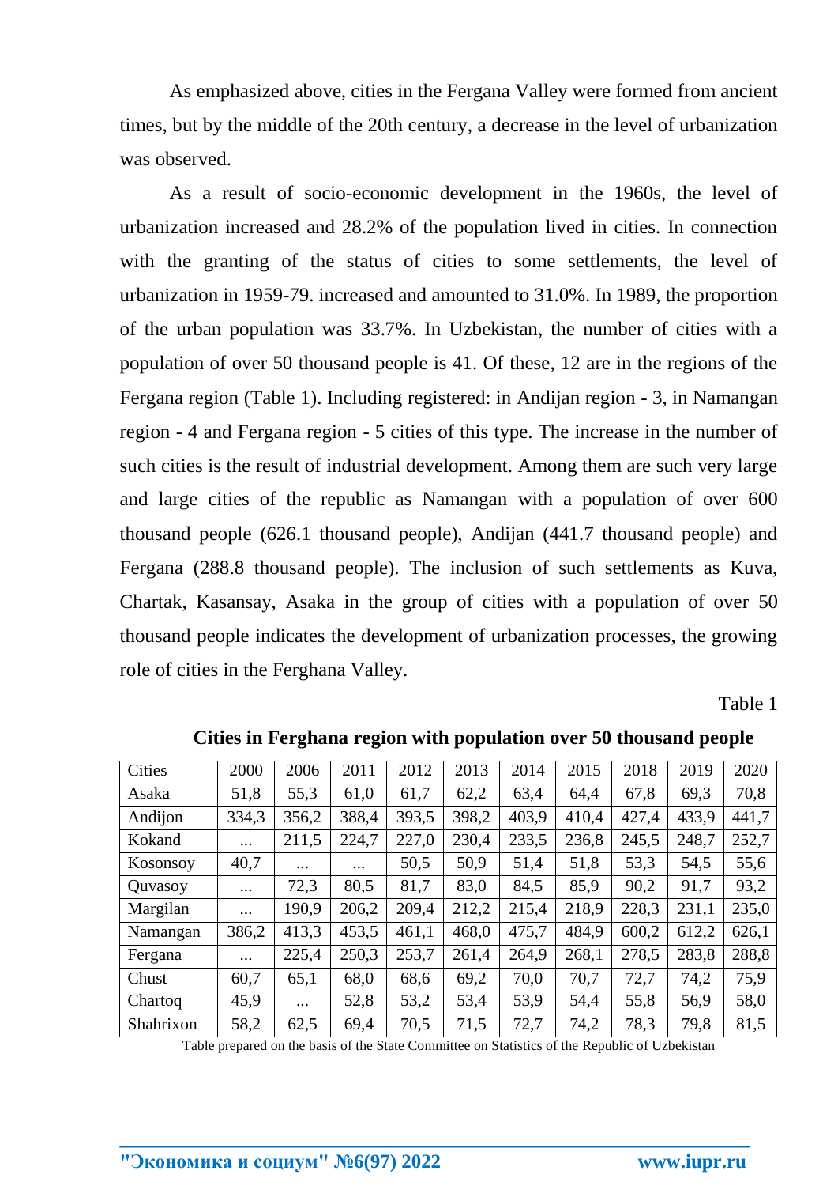As emphasized above, cities in the Fergana Valley were formed from ancient times, but by the middle of the 20th century, a decrease in the level of urbanization was observed.

As a result of socio-economic development in the 1960s, the level of urbanization increased and 28.2% of the population lived in cities. In connection with the granting of the status of cities to some settlements, the level of urbanization in 1959-79. increased and amounted to 31.0%. In 1989, the proportion of the urban population was 33.7%. In Uzbekistan, the number of cities with a population of over 50 thousand people is 41. Of these, 12 are in the regions of the Fergana region (Table 1). Including registered: in Andijan region - 3, in Namangan region - 4 and Fergana region - 5 cities of this type. The increase in the number of such cities is the result of industrial development. Among them are such very large and large cities of the republic as Namangan with a population of over 600 thousand people (626.1 thousand people), Andijan (441.7 thousand people) and Fergana (288.8 thousand people). The inclusion of such settlements as Kuva, Chartak, Kasansay, Asaka in the group of cities with a population of over 50 thousand people indicates the development of urbanization processes, the growing role of cities in the Ferghana Valley.

Table 1

**Cities in Ferghana region with population over 50 thousand people**

| Cities | 2000 | 2006 | 2011 | 2012 | 2013 | 2014 | 2015 | 2018 | 2019 | 2020 |
|---|---|---|---|---|---|---|---|---|---|---|
| Asaka | 51,8 | 55,3 | 61,0 | 61,7 | 62,2 | 63,4 | 64,4 | 67,8 | 69,3 | 70,8 |
| Andijon | 334,3 | 356,2 | 388,4 | 393,5 | 398,2 | 403,9 | 410,4 | 427,4 | 433,9 | 441,7 |
| Kokand | ... | 211,5 | 224,7 | 227,0 | 230,4 | 233,5 | 236,8 | 245,5 | 248,7 | 252,7 |
| Kosonsoy | 40,7 | ... | ... | 50,5 | 50,9 | 51,4 | 51,8 | 53,3 | 54,5 | 55,6 |
| Quvasoy | ... | 72,3 | 80,5 | 81,7 | 83,0 | 84,5 | 85,9 | 90,2 | 91,7 | 93,2 |
| Margilan | ... | 190,9 | 206,2 | 209,4 | 212,2 | 215,4 | 218,9 | 228,3 | 231,1 | 235,0 |
| Namangan | 386,2 | 413,3 | 453,5 | 461,1 | 468,0 | 475,7 | 484,9 | 600,2 | 612,2 | 626,1 |
| Fergana | ... | 225,4 | 250,3 | 253,7 | 261,4 | 264,9 | 268,1 | 278,5 | 283,8 | 288,8 |
| Chust | 60,7 | 65,1 | 68,0 | 68,6 | 69,2 | 70,0 | 70,7 | 72,7 | 74,2 | 75,9 |
| Chartoq | 45,9 | ... | 52,8 | 53,2 | 53,4 | 53,9 | 54,4 | 55,8 | 56,9 | 58,0 |
| Shahrixon | 58,2 | 62,5 | 69,4 | 70,5 | 71,5 | 72,7 | 74,2 | 78,3 | 79,8 | 81,5 |

Table prepared on the basis of the State Committee on Statistics of the Republic of Uzbekistan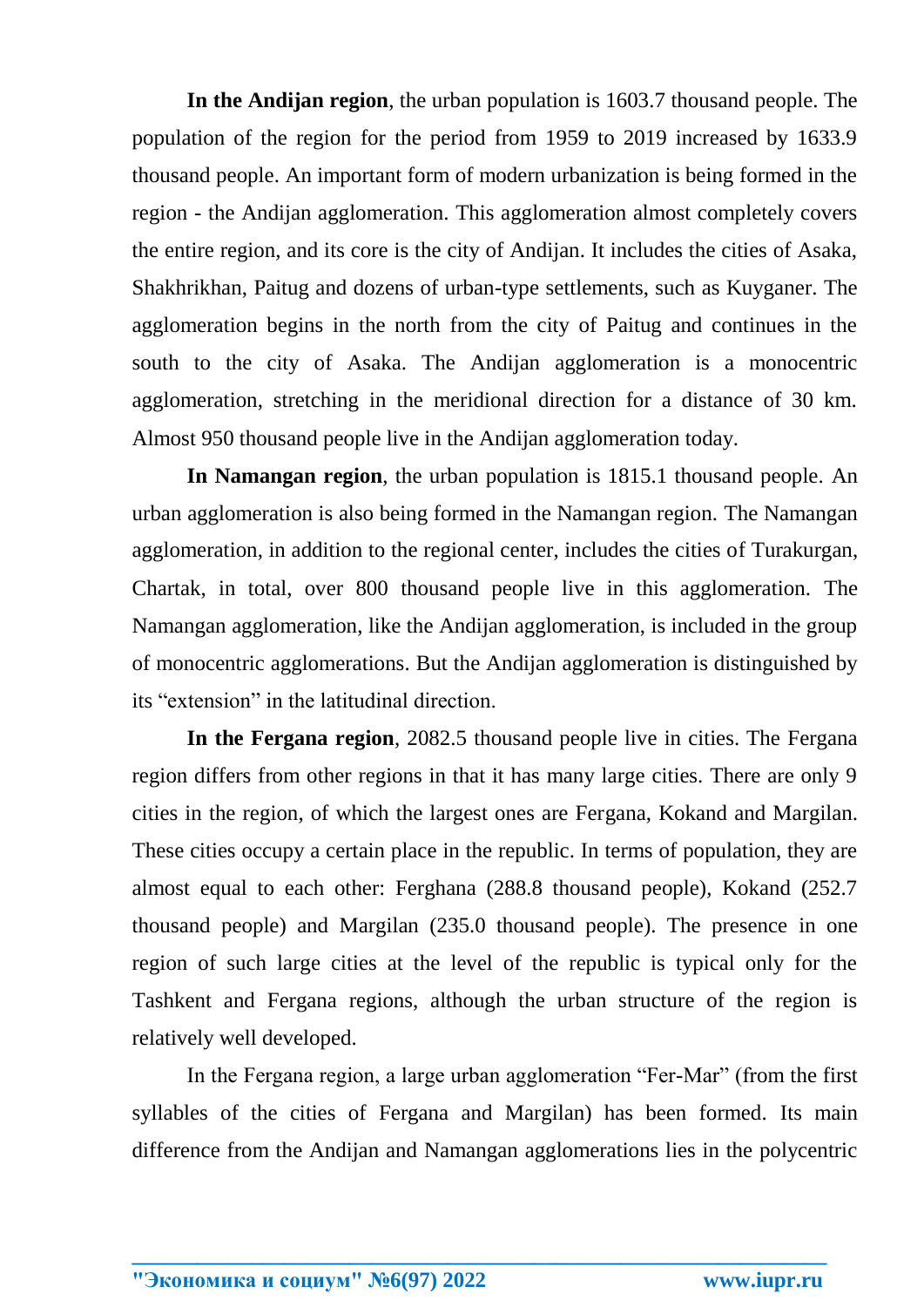**In the Andijan region**, the urban population is 1603.7 thousand people. The population of the region for the period from 1959 to 2019 increased by 1633.9 thousand people. An important form of modern urbanization is being formed in the region - the Andijan agglomeration. This agglomeration almost completely covers the entire region, and its core is the city of Andijan. It includes the cities of Asaka, Shakhrikhan, Paitug and dozens of urban-type settlements, such as Kuyganer. The agglomeration begins in the north from the city of Paitug and continues in the south to the city of Asaka. The Andijan agglomeration is a monocentric agglomeration, stretching in the meridional direction for a distance of 30 km. Almost 950 thousand people live in the Andijan agglomeration today.

**In Namangan region**, the urban population is 1815.1 thousand people. An urban agglomeration is also being formed in the Namangan region. The Namangan agglomeration, in addition to the regional center, includes the cities of Turakurgan, Chartak, in total, over 800 thousand people live in this agglomeration. The Namangan agglomeration, like the Andijan agglomeration, is included in the group of monocentric agglomerations. But the Andijan agglomeration is distinguished by its "extension" in the latitudinal direction.

**In the Fergana region**, 2082.5 thousand people live in cities. The Fergana region differs from other regions in that it has many large cities. There are only 9 cities in the region, of which the largest ones are Fergana, Kokand and Margilan. These cities occupy a certain place in the republic. In terms of population, they are almost equal to each other: Ferghana (288.8 thousand people), Kokand (252.7 thousand people) and Margilan (235.0 thousand people). The presence in one region of such large cities at the level of the republic is typical only for the Tashkent and Fergana regions, although the urban structure of the region is relatively well developed.

In the Fergana region, a large urban agglomeration "Fer-Mar" (from the first syllables of the cities of Fergana and Margilan) has been formed. Its main difference from the Andijan and Namangan agglomerations lies in the polycentric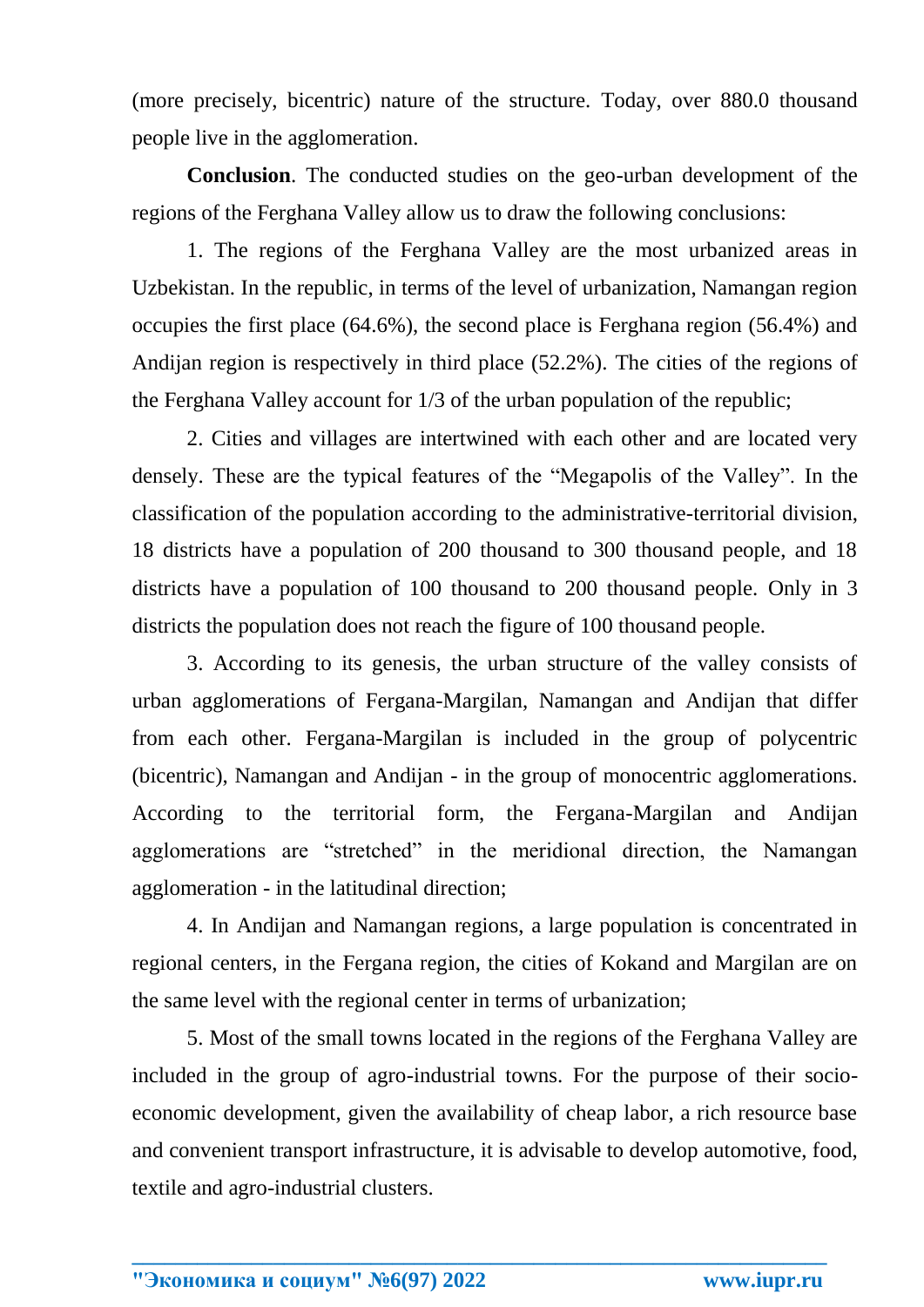(more precisely, bicentric) nature of the structure. Today, over 880.0 thousand people live in the agglomeration.

**Conclusion**. The conducted studies on the geo-urban development of the regions of the Ferghana Valley allow us to draw the following conclusions:

1. The regions of the Ferghana Valley are the most urbanized areas in Uzbekistan. In the republic, in terms of the level of urbanization, Namangan region occupies the first place (64.6%), the second place is Ferghana region (56.4%) and Andijan region is respectively in third place (52.2%). The cities of the regions of the Ferghana Valley account for 1/3 of the urban population of the republic;

2. Cities and villages are intertwined with each other and are located very densely. These are the typical features of the "Megapolis of the Valley". In the classification of the population according to the administrative-territorial division, 18 districts have a population of 200 thousand to 300 thousand people, and 18 districts have a population of 100 thousand to 200 thousand people. Only in 3 districts the population does not reach the figure of 100 thousand people.

3. According to its genesis, the urban structure of the valley consists of urban agglomerations of Fergana-Margilan, Namangan and Andijan that differ from each other. Fergana-Margilan is included in the group of polycentric (bicentric), Namangan and Andijan - in the group of monocentric agglomerations. According to the territorial form, the Fergana-Margilan and Andijan agglomerations are "stretched" in the meridional direction, the Namangan agglomeration - in the latitudinal direction;

4. In Andijan and Namangan regions, a large population is concentrated in regional centers, in the Fergana region, the cities of Kokand and Margilan are on the same level with the regional center in terms of urbanization;

5. Most of the small towns located in the regions of the Ferghana Valley are included in the group of agro-industrial towns. For the purpose of their socio-economic development, given the availability of cheap labor, a rich resource base and convenient transport infrastructure, it is advisable to develop automotive, food, textile and agro-industrial clusters.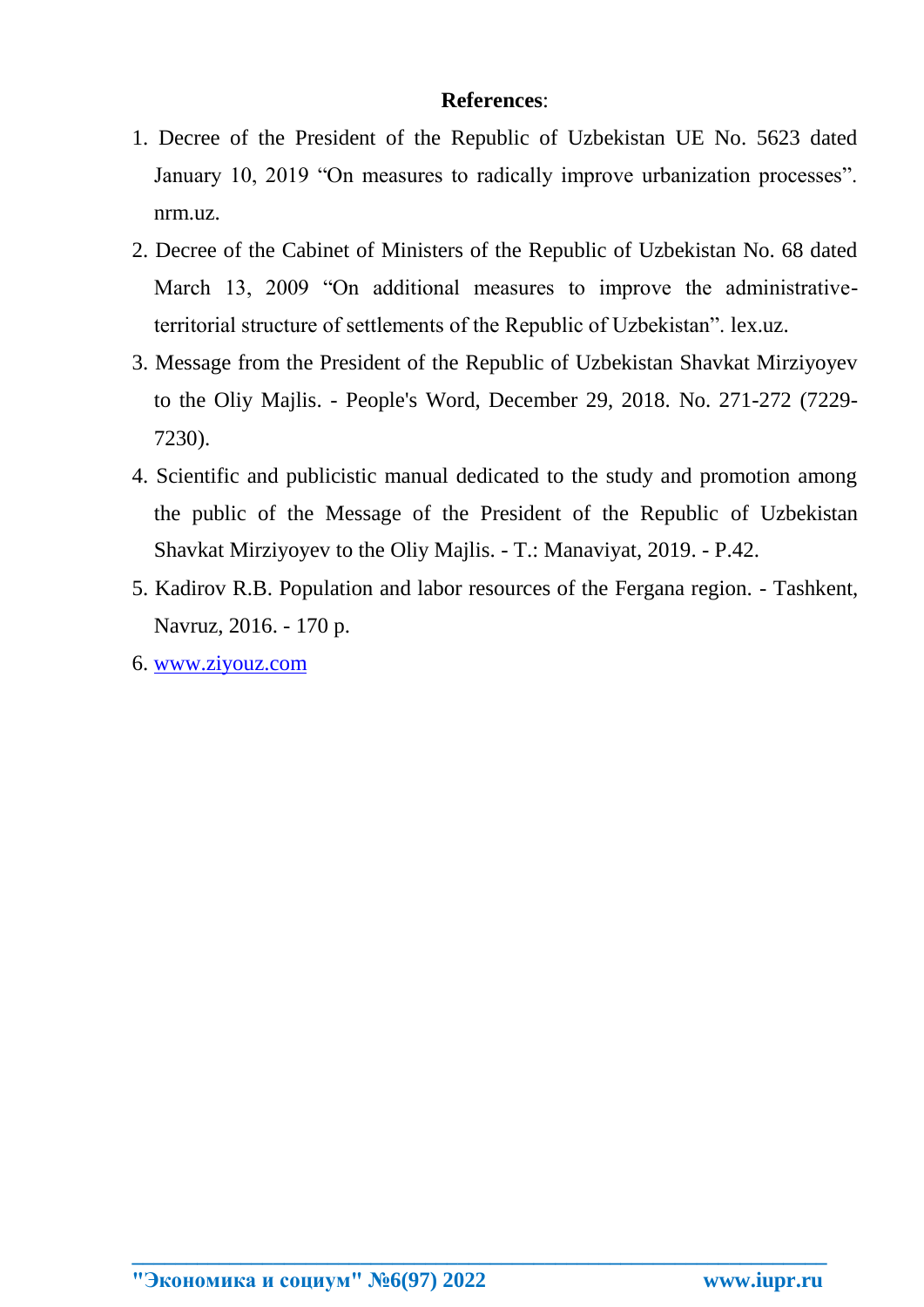**References**:

1. Decree of the President of the Republic of Uzbekistan UE No. 5623 dated January 10, 2019 “On measures to radically improve urbanization processes”. nrm.uz.
2. Decree of the Cabinet of Ministers of the Republic of Uzbekistan No. 68 dated March 13, 2009 “On additional measures to improve the administrative-territorial structure of settlements of the Republic of Uzbekistan”. lex.uz.
3. Message from the President of the Republic of Uzbekistan Shavkat Mirziyoyev to the Oliy Majlis. - People's Word, December 29, 2018. No. 271-272 (7229-7230).
4. Scientific and publicistic manual dedicated to the study and promotion among the public of the Message of the President of the Republic of Uzbekistan Shavkat Mirziyoyev to the Oliy Majlis. - T.: Manaviyat, 2019. - P.42.
5. Kadirov R.B. Population and labor resources of the Fergana region. - Tashkent, Navruz, 2016. - 170 p.
6. www.ziyouz.com